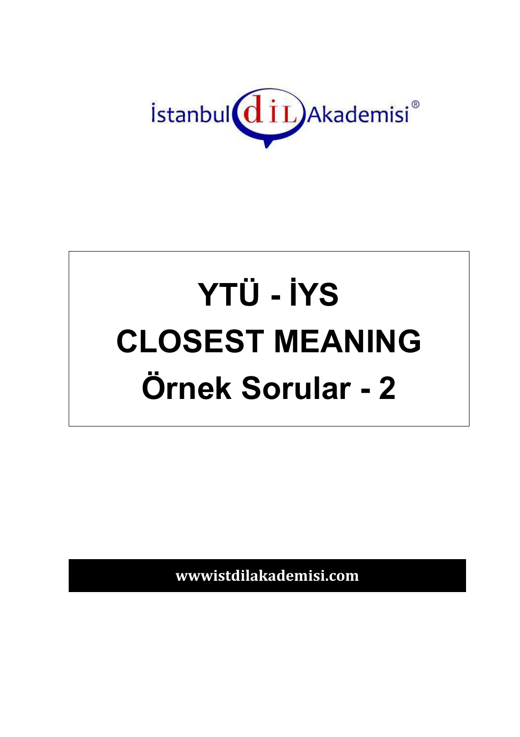İstanbul dİL Akademisi®

# YTÜ - İYS

# CLOSEST MEANING

# Örnek Sorular - 2

**wwwistdilakademisi.com**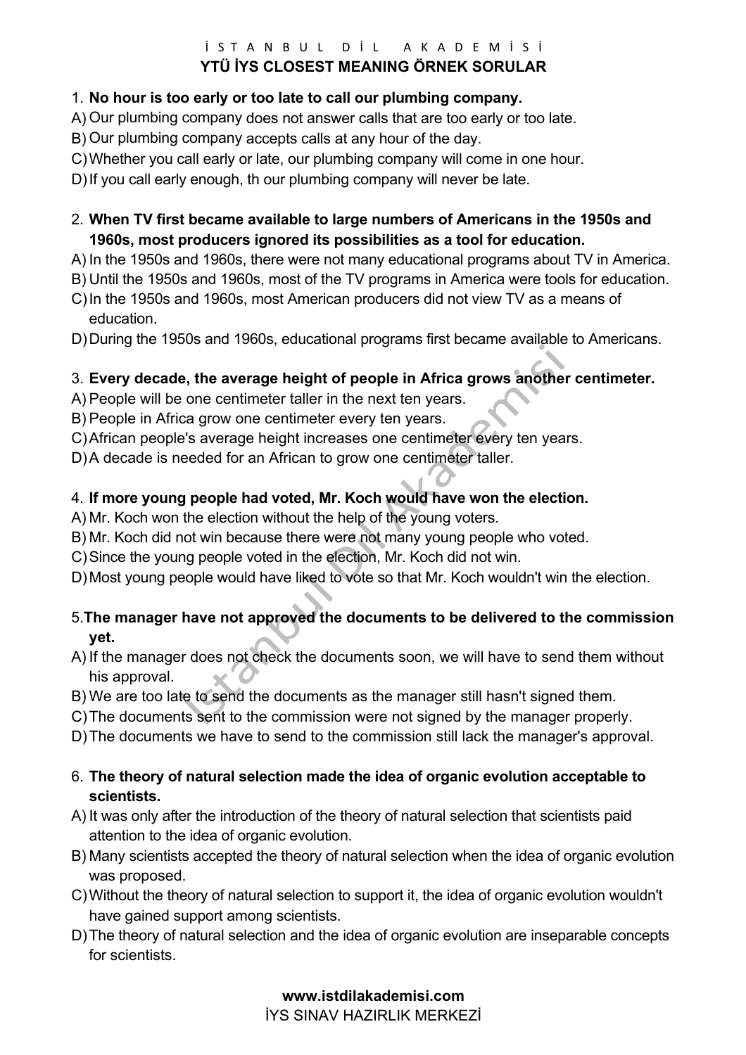İSTANBUL DİL AKADEMİSİ

## YTÜ İYS CLOSEST MEANING ÖRNEK SORULAR

1. **No hour is too early or too late to call our plumbing company.**

A) Our plumbing company does not answer calls that are too early or too late.
B) Our plumbing company accepts calls at any hour of the day.
C) Whether you call early or late, our plumbing company will come in one hour.
D) If you call early enough, th our plumbing company will never be late.

2. **When TV first became available to large numbers of Americans in the 1950s and 1960s, most producers ignored its possibilities as a tool for education.**

A) In the 1950s and 1960s, there were not many educational programs about TV in America.
B) Until the 1950s and 1960s, most of the TV programs in America were tools for education.
C) In the 1950s and 1960s, most American producers did not view TV as a means of education.
D) During the 1950s and 1960s, educational programs first became available to Americans.

3. **Every decade, the average height of people in Africa grows another centimeter.**

A) People will be one centimeter taller in the next ten years.
B) People in Africa grow one centimeter every ten years.
C) African people's average height increases one centimeter every ten years.
D) A decade is needed for an African to grow one centimeter taller.

4. **If more young people had voted, Mr. Koch would have won the election.**

A) Mr. Koch won the election without the help of the young voters.
B) Mr. Koch did not win because there were not many young people who voted.
C) Since the young people voted in the election, Mr. Koch did not win.
D) Most young people would have liked to vote so that Mr. Koch wouldn't win the election.

5. **The manager have not approved the documents to be delivered to the commission yet.**

A) If the manager does not check the documents soon, we will have to send them without his approval.
B) We are too late to send the documents as the manager still hasn't signed them.
C) The documents sent to the commission were not signed by the manager properly.
D) The documents we have to send to the commission still lack the manager's approval.

6. **The theory of natural selection made the idea of organic evolution acceptable to scientists.**

A) It was only after the introduction of the theory of natural selection that scientists paid attention to the idea of organic evolution.
B) Many scientists accepted the theory of natural selection when the idea of organic evolution was proposed.
C) Without the theory of natural selection to support it, the idea of organic evolution wouldn't have gained support among scientists.
D) The theory of natural selection and the idea of organic evolution are inseparable concepts for scientists.

**www.istdilakademisi.com**
İYS SINAV HAZIRLIK MERKEZİ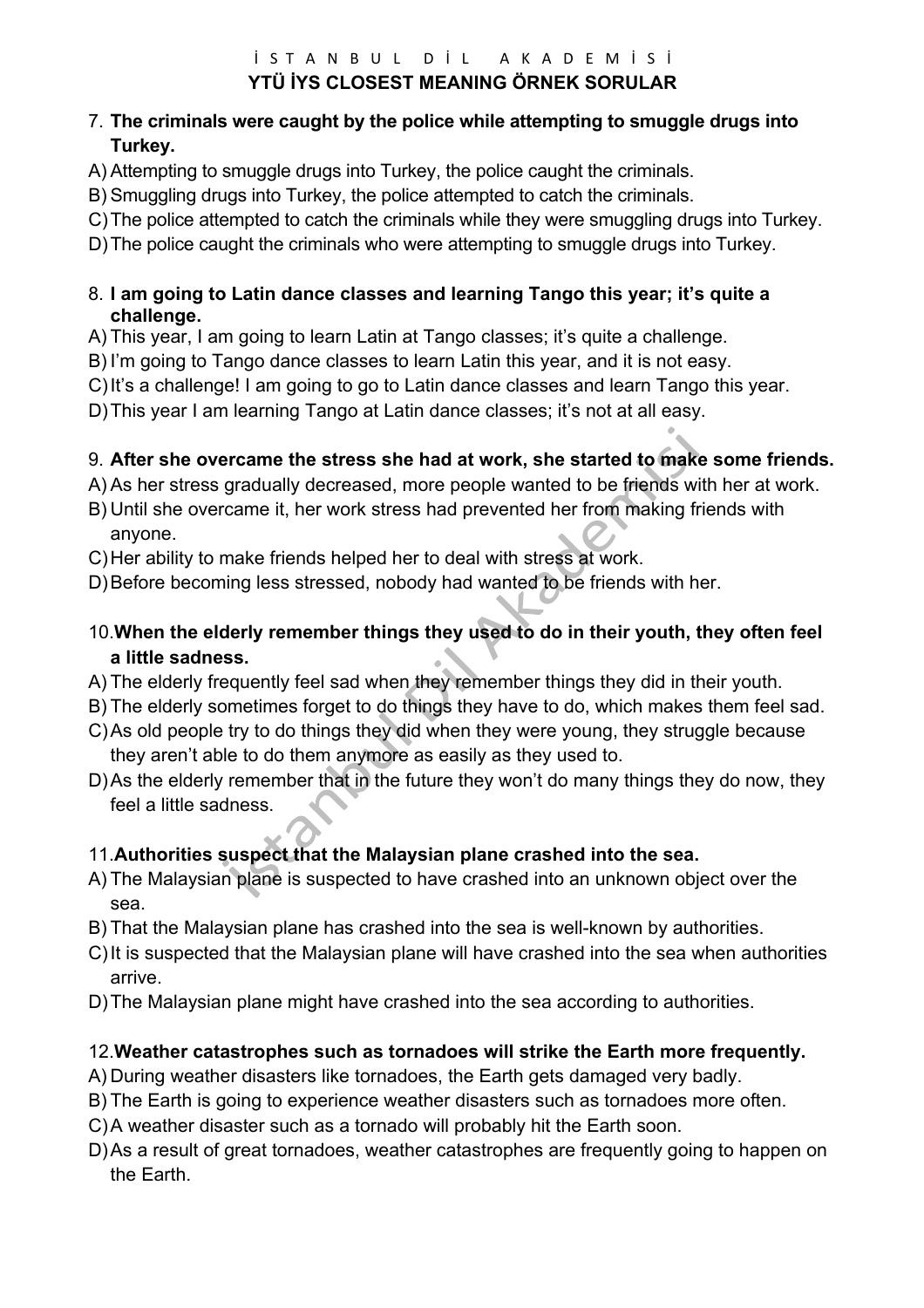İ S T A N B U L   D İ L   A K A D E M İ S İ

**YTÜ İYS CLOSEST MEANING ÖRNEK SORULAR**

7. **The criminals were caught by the police while attempting to smuggle drugs into Turkey.**

A) Attempting to smuggle drugs into Turkey, the police caught the criminals.
B) Smuggling drugs into Turkey, the police attempted to catch the criminals.
C) The police attempted to catch the criminals while they were smuggling drugs into Turkey.
D) The police caught the criminals who were attempting to smuggle drugs into Turkey.

8. **I am going to Latin dance classes and learning Tango this year; it's quite a challenge.**

A) This year, I am going to learn Latin at Tango classes; it's quite a challenge.
B) I'm going to Tango dance classes to learn Latin this year, and it is not easy.
C) It's a challenge! I am going to go to Latin dance classes and learn Tango this year.
D) This year I am learning Tango at Latin dance classes; it's not at all easy.

9. **After she overcame the stress she had at work, she started to make some friends.**

A) As her stress gradually decreased, more people wanted to be friends with her at work.
B) Until she overcame it, her work stress had prevented her from making friends with anyone.
C) Her ability to make friends helped her to deal with stress at work.
D) Before becoming less stressed, nobody had wanted to be friends with her.

10. **When the elderly remember things they used to do in their youth, they often feel a little sadness.**

A) The elderly frequently feel sad when they remember things they did in their youth.
B) The elderly sometimes forget to do things they have to do, which makes them feel sad.
C) As old people try to do things they did when they were young, they struggle because they aren't able to do them anymore as easily as they used to.
D) As the elderly remember that in the future they won't do many things they do now, they feel a little sadness.

11. **Authorities suspect that the Malaysian plane crashed into the sea.**

A) The Malaysian plane is suspected to have crashed into an unknown object over the sea.
B) That the Malaysian plane has crashed into the sea is well-known by authorities.
C) It is suspected that the Malaysian plane will have crashed into the sea when authorities arrive.
D) The Malaysian plane might have crashed into the sea according to authorities.

12. **Weather catastrophes such as tornadoes will strike the Earth more frequently.**

A) During weather disasters like tornadoes, the Earth gets damaged very badly.
B) The Earth is going to experience weather disasters such as tornadoes more often.
C) A weather disaster such as a tornado will probably hit the Earth soon.
D) As a result of great tornadoes, weather catastrophes are frequently going to happen on the Earth.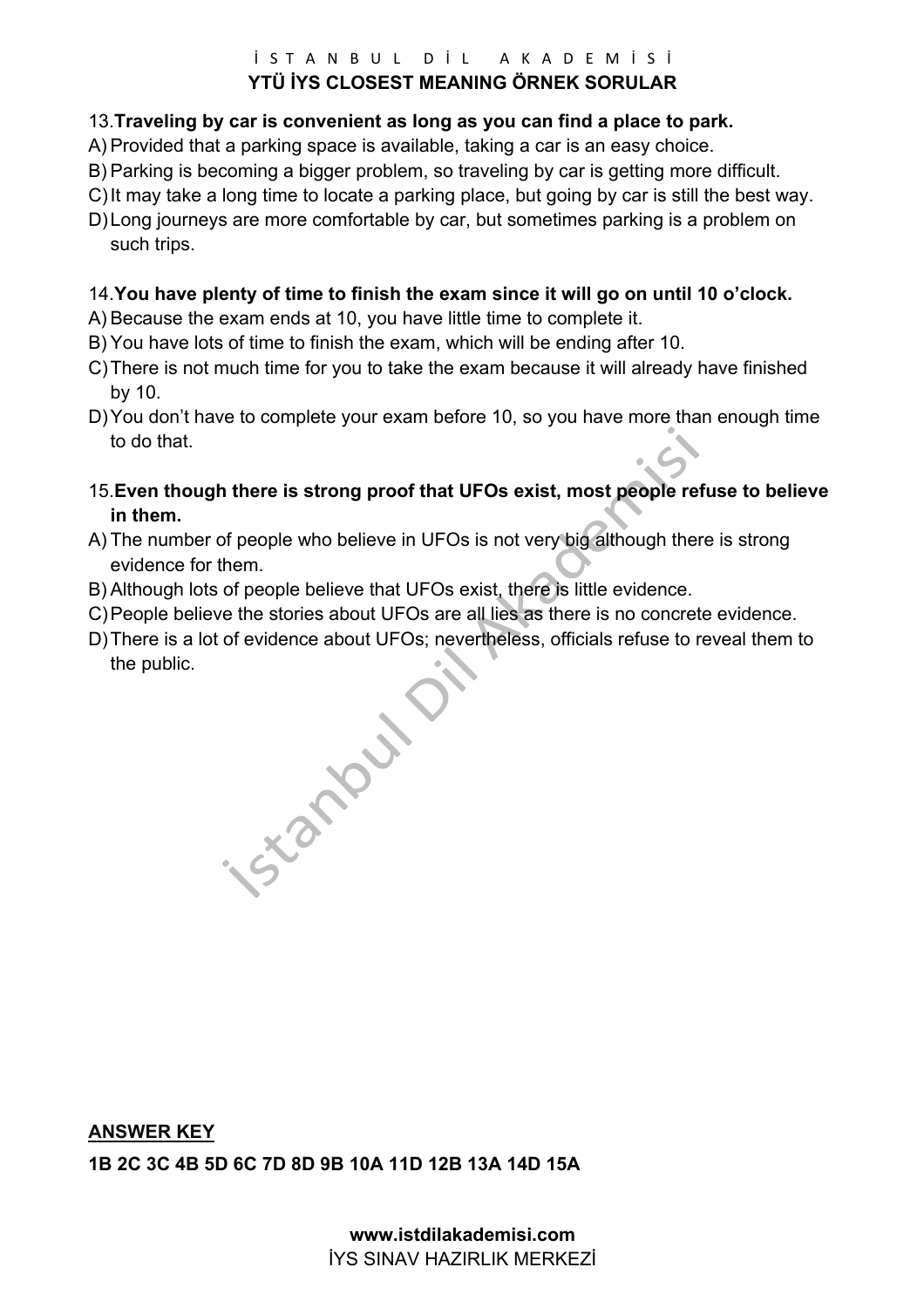13. **Traveling by car is convenient as long as you can find a place to park.**

A) Provided that a parking space is available, taking a car is an easy choice.
B) Parking is becoming a bigger problem, so traveling by car is getting more difficult.
C) It may take a long time to locate a parking place, but going by car is still the best way.
D) Long journeys are more comfortable by car, but sometimes parking is a problem on such trips.

14. **You have plenty of time to finish the exam since it will go on until 10 o'clock.**

A) Because the exam ends at 10, you have little time to complete it.
B) You have lots of time to finish the exam, which will be ending after 10.
C) There is not much time for you to take the exam because it will already have finished by 10.
D) You don't have to complete your exam before 10, so you have more than enough time to do that.

15. **Even though there is strong proof that UFOs exist, most people refuse to believe in them.**

A) The number of people who believe in UFOs is not very big although there is strong evidence for them.
B) Although lots of people believe that UFOs exist, there is little evidence.
C) People believe the stories about UFOs are all lies as there is no concrete evidence.
D) There is a lot of evidence about UFOs; nevertheless, officials refuse to reveal them to the public.

**ANSWER KEY**

**1B 2C 3C 4B 5D 6C 7D 8D 9B 10A 11D 12B 13A 14D 15A**